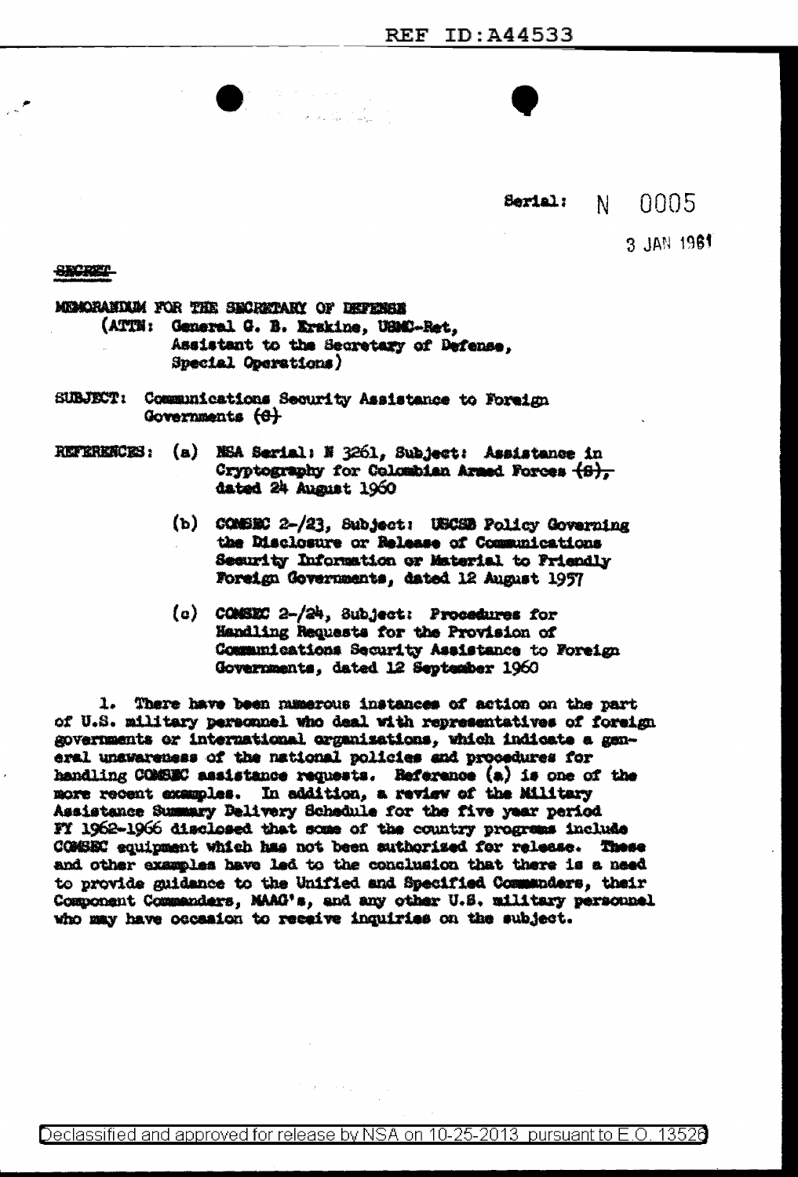REF ID:A44533

Serial: N 0005

3 JAN 1961

~~SECRET~~

MEMORANDUM FOR THE SECRETARY OF DEFENSE
(ATTN: General G. B. Erskine, USMC-Ret,
Assistant to the Secretary of Defense,
Special Operations)

SUBJECT: Communications Security Assistance to Foreign Governments ~~(S)~~

REFERENCES: (a) NSA Serial: N 3261, Subject: Assistance in Cryptography for Colombian Armed Forces ~~(S)~~, dated 24 August 1960

(b) COMSEC 2-/23, Subject: USCSB Policy Governing the Disclosure or Release of Communications Security Information or Material to Friendly Foreign Governments, dated 12 August 1957

(c) COMSEC 2-/24, Subject: Procedures for Handling Requests for the Provision of Communications Security Assistance to Foreign Governments, dated 12 September 1960

1. There have been numerous instances of action on the part of U.S. military personnel who deal with representatives of foreign governments or international organizations, which indicate a general unawareness of the national policies and procedures for handling COMSEC assistance requests. Reference (a) is one of the more recent examples. In addition, a review of the Military Assistance Summary Delivery Schedule for the five year period FY 1962-1966 disclosed that some of the country programs include COMSEC equipment which has not been authorized for release. These and other examples have led to the conclusion that there is a need to provide guidance to the Unified and Specified Commanders, their Component Commanders, MAAG's, and any other U.S. military personnel who may have occasion to receive inquiries on the subject.

Declassified and approved for release by NSA on 10-25-2013 pursuant to E.O. 13526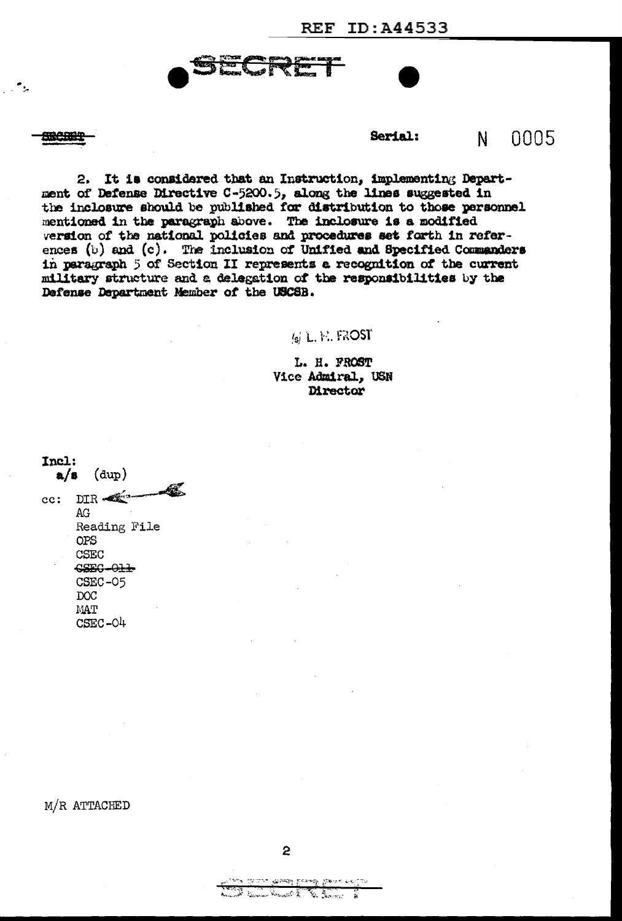SECRET

Serial: N 0005

2. It is considered that an Instruction, implementing Department of Defense Directive C-5200.5, along the lines suggested in the inclosure should be published for distribution to those personnel mentioned in the paragraph above. The inclosure is a modified version of the national policies and procedures set forth in references (b) and (c). The inclusion of Unified and Specified Commanders in paragraph 5 of Section II represents a recognition of the current military structure and a delegation of the responsibilities by the Defense Department Member of the USCSB.

/s/ L. H. FROST

L. H. FROST
Vice Admiral, USN
Director

Incl:
a/s (dup)

cc: DIR
AG
Reading File
OPS
CSEC
~~CSEC-011~~
CSEC-05
DOC
MAT
CSEC-04

M/R ATTACHED

SECRET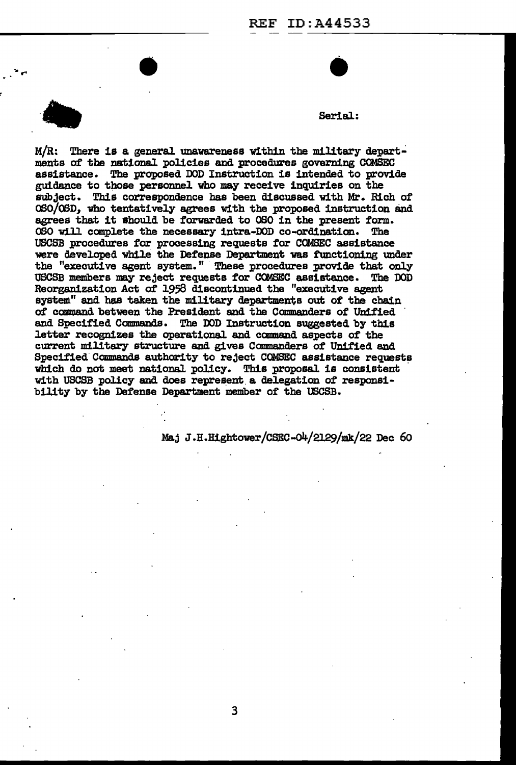Serial:

M/R: There is a general unawareness within the military departments of the national policies and procedures governing COMSEC assistance. The proposed DOD Instruction is intended to provide guidance to those personnel who may receive inquiries on the subject. This correspondence has been discussed with Mr. Rich of OSO/OSD, who tentatively agrees with the proposed instruction and agrees that it should be forwarded to OSO in the present form. OSO will complete the necessary intra-DOD co-ordination. The USCSB procedures for processing requests for COMSEC assistance were developed while the Defense Department was functioning under the "executive agent system." These procedures provide that only USCSB members may reject requests for COMSEC assistance. The DOD Reorganization Act of 1958 discontinued the "executive agent system" and has taken the military departments out of the chain of command between the President and the Commanders of Unified and Specified Commands. The DOD Instruction suggested by this letter recognizes the operational and command aspects of the current military structure and gives Commanders of Unified and Specified Commands authority to reject COMSEC assistance requests which do not meet national policy. This proposal is consistent with USCSB policy and does represent a delegation of responsibility by the Defense Department member of the USCSB.

Maj J.H.Hightower/CSEC-04/2129/mk/22 Dec 60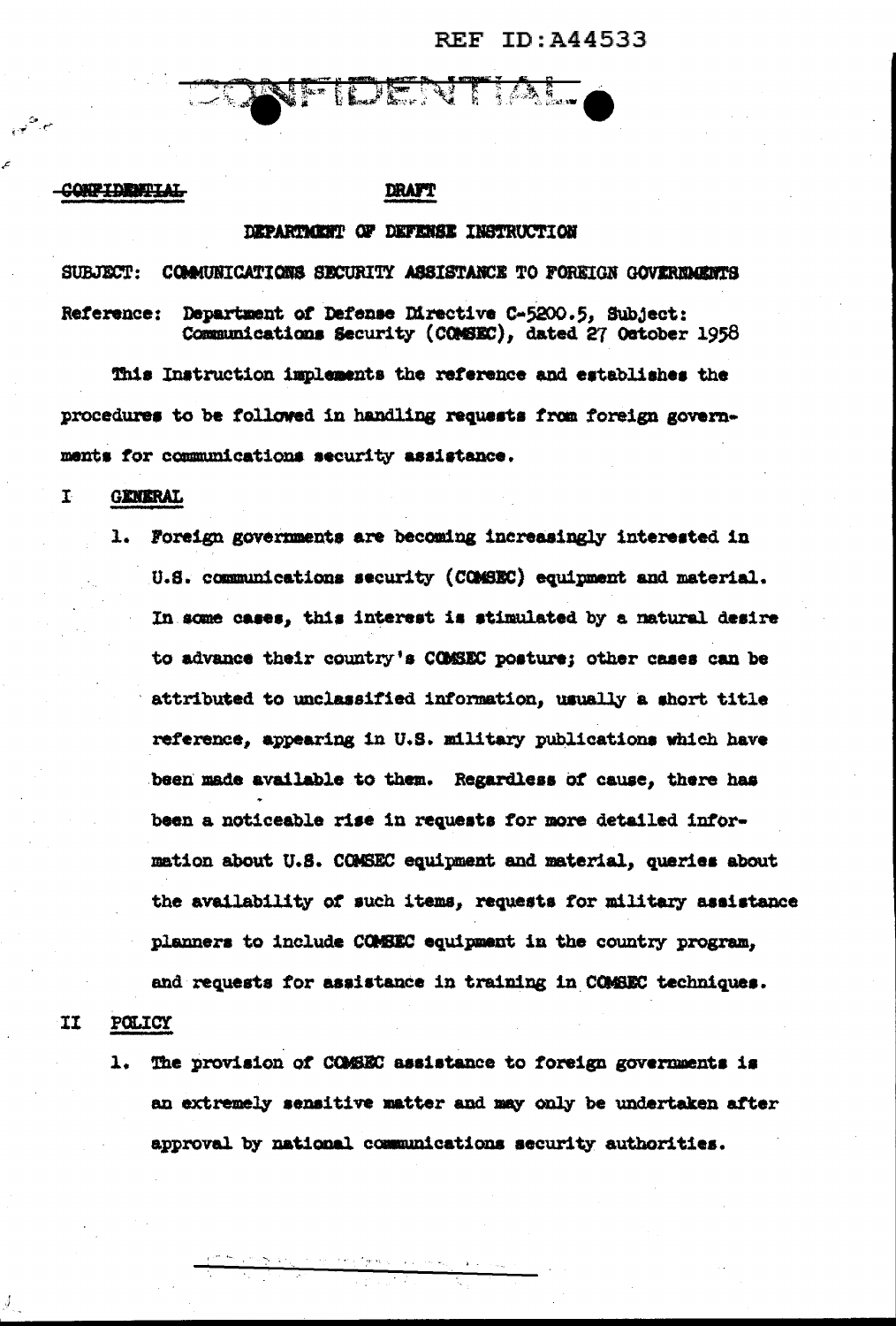REF ID:A44533

CONFIDENTIAL

~~CONFIDENTIAL~~ **DRAFT**

DEPARTMENT OF DEFENSE INSTRUCTION

SUBJECT: COMMUNICATIONS SECURITY ASSISTANCE TO FOREIGN GOVERNMENTS

Reference: Department of Defense Directive C-5200.5, Subject: Communications Security (COMSEC), dated 27 October 1958

This Instruction implements the reference and establishes the procedures to be followed in handling requests from foreign governments for communications security assistance.

## I GENERAL

1. Foreign governments are becoming increasingly interested in U.S. communications security (COMSEC) equipment and material. In some cases, this interest is stimulated by a natural desire to advance their country's COMSEC posture; other cases can be attributed to unclassified information, usually a short title reference, appearing in U.S. military publications which have been made available to them. Regardless of cause, there has been a noticeable rise in requests for more detailed information about U.S. COMSEC equipment and material, queries about the availability of such items, requests for military assistance planners to include COMSEC equipment in the country program, and requests for assistance in training in COMSEC techniques.

## II POLICY

1. The provision of COMSEC assistance to foreign governments is an extremely sensitive matter and may only be undertaken after approval by national communications security authorities.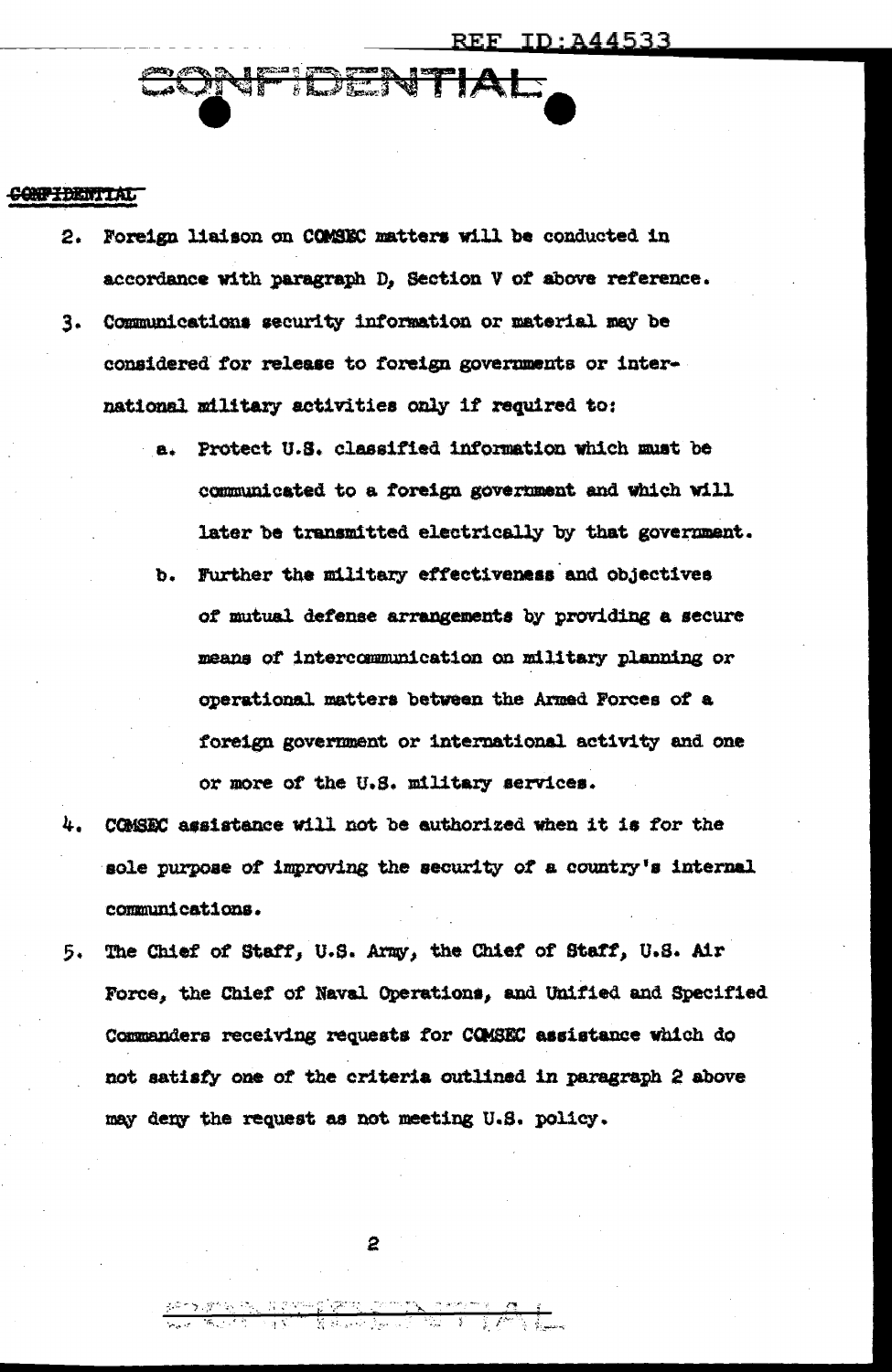CONFIDENTIAL

2. Foreign liaison on COMSEC matters will be conducted in accordance with paragraph D, Section V of above reference.

3. Communications security information or material may be considered for release to foreign governments or international military activities only if required to:

   a. Protect U.S. classified information which must be communicated to a foreign government and which will later be transmitted electrically by that government.

   b. Further the military effectiveness and objectives of mutual defense arrangements by providing a secure means of intercommunication on military planning or operational matters between the Armed Forces of a foreign government or international activity and one or more of the U.S. military services.

4. COMSEC assistance will not be authorized when it is for the sole purpose of improving the security of a country's internal communications.

5. The Chief of Staff, U.S. Army, the Chief of Staff, U.S. Air Force, the Chief of Naval Operations, and Unified and Specified Commanders receiving requests for COMSEC assistance which do not satisfy one of the criteria outlined in paragraph 2 above may deny the request as not meeting U.S. policy.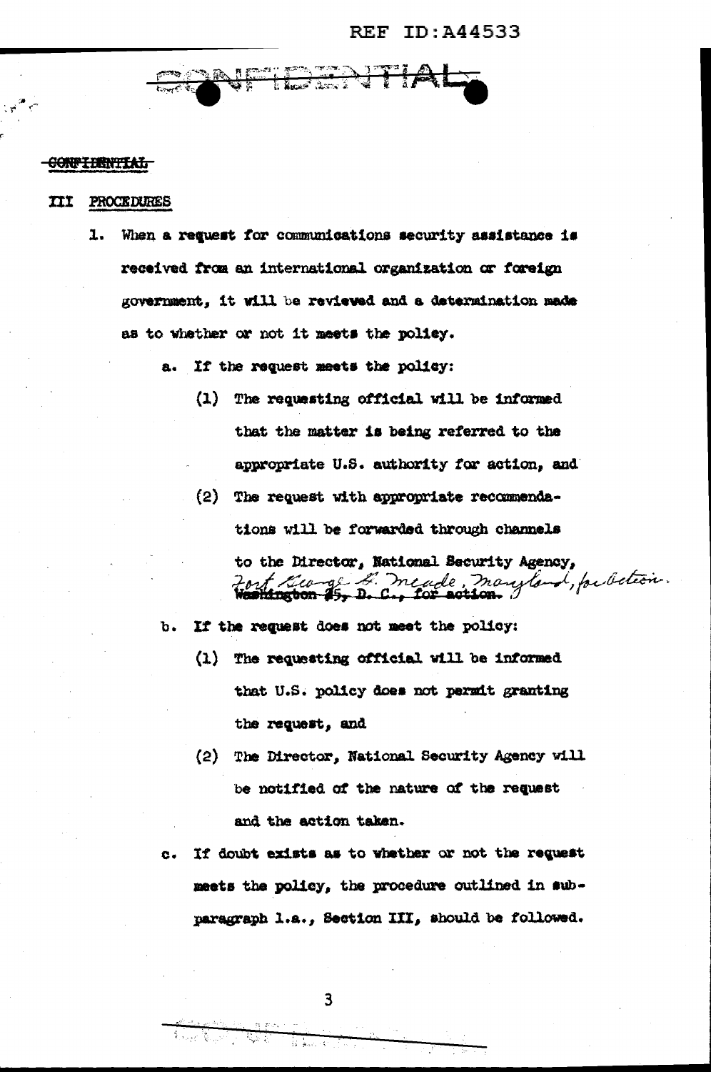CONFIDENTIAL

## III PROCEDURES

1. When a request for communications security assistance is received from an international organization or foreign government, it will be reviewed and a determination made as to whether or not it meets the policy.

   a. If the request meets the policy:

      (1) The requesting official will be informed that the matter is being referred to the appropriate U.S. authority for action, and

      (2) The request with appropriate recommendations will be forwarded through channels to the Director, National Security Agency, ~~Washington 25, D. C., for action.~~ Fort George G. Meade, Maryland, for action.

   b. If the request does not meet the policy:

      (1) The requesting official will be informed that U.S. policy does not permit granting the request, and

      (2) The Director, National Security Agency will be notified of the nature of the request and the action taken.

   c. If doubt exists as to whether or not the request meets the policy, the procedure outlined in sub-paragraph 1.a., Section III, should be followed.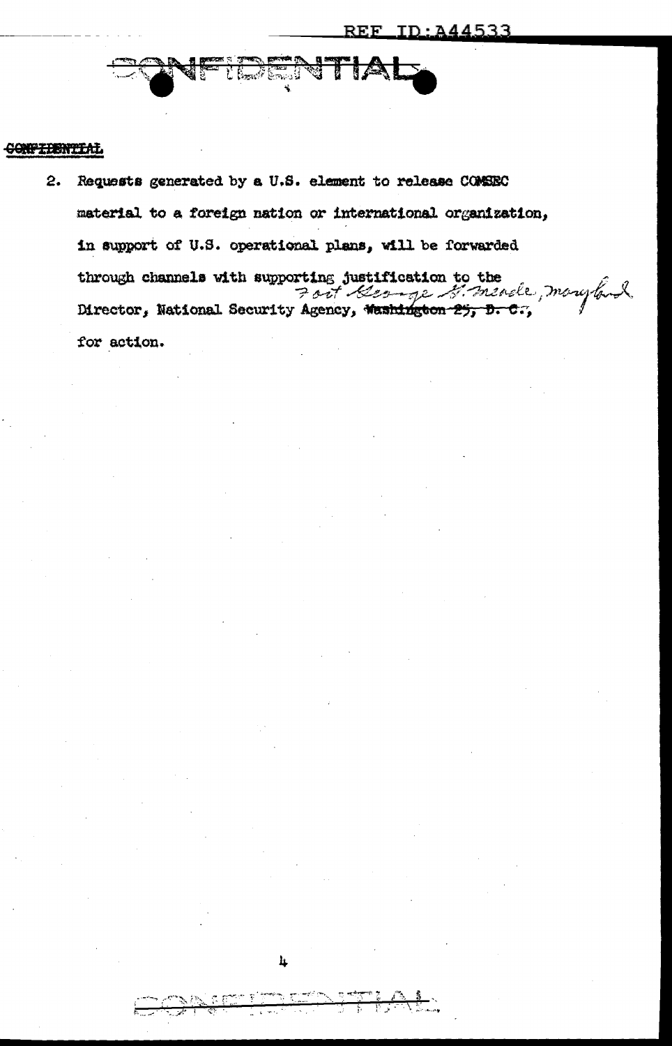CONFIDENTIAL

2. Requests generated by a U.S. element to release COMSEC material to a foreign nation or international organization, in support of U.S. operational plans, will be forwarded through channels with supporting justification to the Director, National Security Agency, ~~Washington 25, D. C.~~ Fort George G. Meade, Maryland, for action.

CONFIDENTIAL